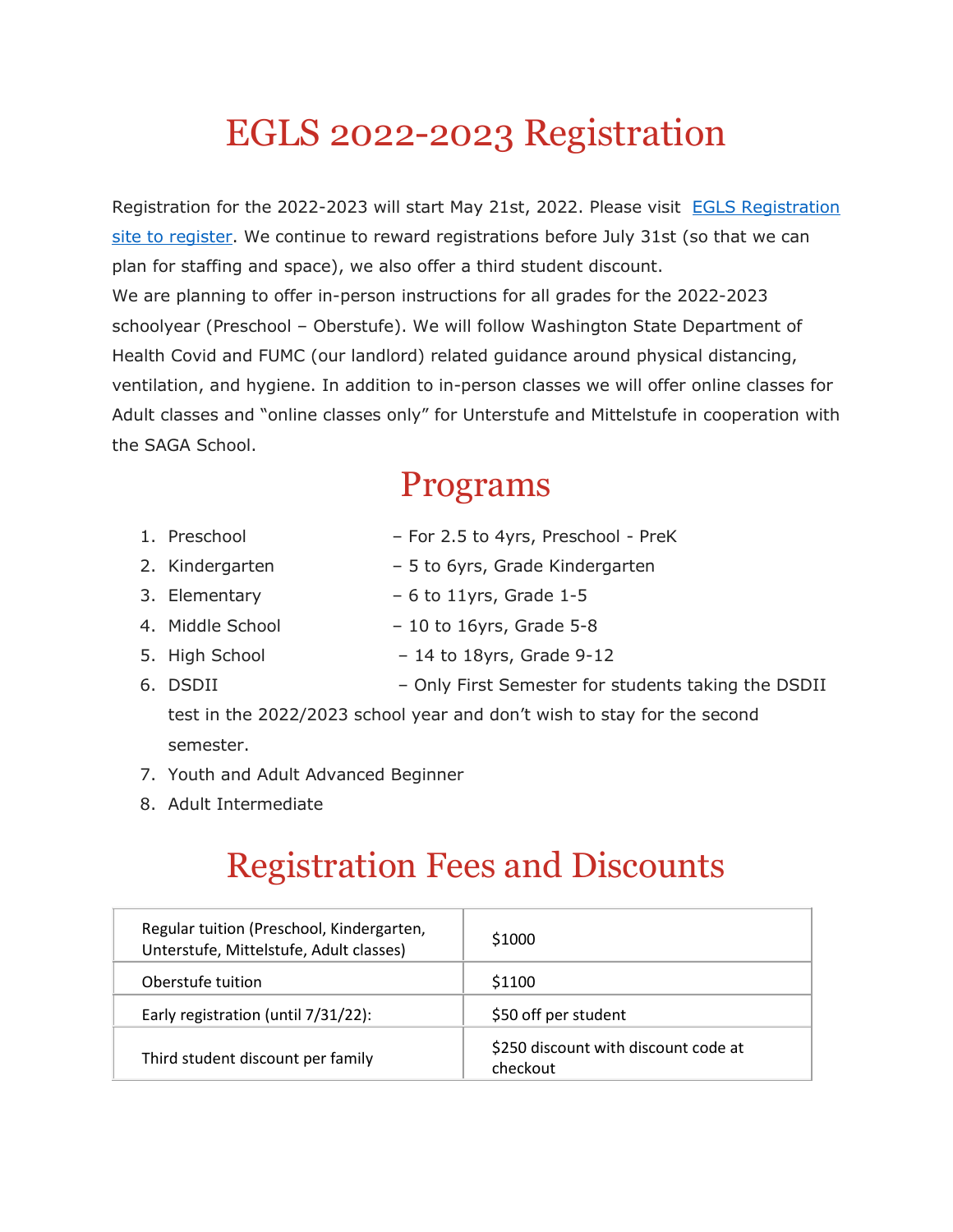# EGLS 2022-2023 Registration

Registration for the 2022-2023 will start May 21st, 2022. Please visit [EGLS Registration site to register](). We continue to reward registrations before July 31st (so that we can plan for staffing and space), we also offer a third student discount.
We are planning to offer in-person instructions for all grades for the 2022-2023 schoolyear (Preschool – Oberstufe). We will follow Washington State Department of Health Covid and FUMC (our landlord) related guidance around physical distancing, ventilation, and hygiene. In addition to in-person classes we will offer online classes for Adult classes and "online classes only" for Unterstufe and Mittelstufe in cooperation with the SAGA School.

# Programs

1. Preschool – For 2.5 to 4yrs, Preschool - PreK
2. Kindergarten – 5 to 6yrs, Grade Kindergarten
3. Elementary – 6 to 11yrs, Grade 1-5
4. Middle School – 10 to 16yrs, Grade 5-8
5. High School – 14 to 18yrs, Grade 9-12
6. DSDII – Only First Semester for students taking the DSDII test in the 2022/2023 school year and don't wish to stay for the second semester.
7. Youth and Adult Advanced Beginner
8. Adult Intermediate

# Registration Fees and Discounts

| | |
|---|---|
| Regular tuition (Preschool, Kindergarten, Unterstufe, Mittelstufe, Adult classes) | $1000 |
| Oberstufe tuition | $1100 |
| Early registration (until 7/31/22): | $50 off per student |
| Third student discount per family | $250 discount with discount code at checkout |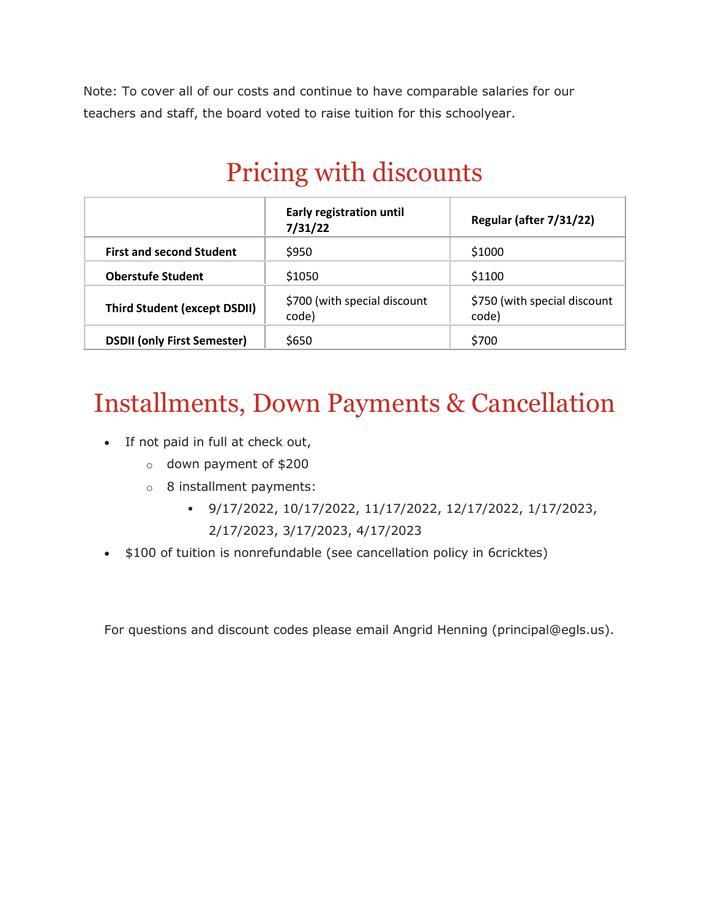Note: To cover all of our costs and continue to have comparable salaries for our teachers and staff, the board voted to raise tuition for this schoolyear.

## Pricing with discounts

| | **Early registration until 7/31/22** | **Regular (after 7/31/22)** |
|---|---|---|
| **First and second Student** | $950 | $1000 |
| **Oberstufe Student** | $1050 | $1100 |
| **Third Student (except DSDII)** | $700 (with special discount code) | $750 (with special discount code) |
| **DSDII (only First Semester)** | $650 | $700 |

## Installments, Down Payments & Cancellation

- If not paid in full at check out,
  - down payment of $200
  - 8 installment payments:
    - 9/17/2022, 10/17/2022, 11/17/2022, 12/17/2022, 1/17/2023, 2/17/2023, 3/17/2023, 4/17/2023
- $100 of tuition is nonrefundable (see cancellation policy in 6cricktes)

For questions and discount codes please email Angrid Henning (principal@egls.us).